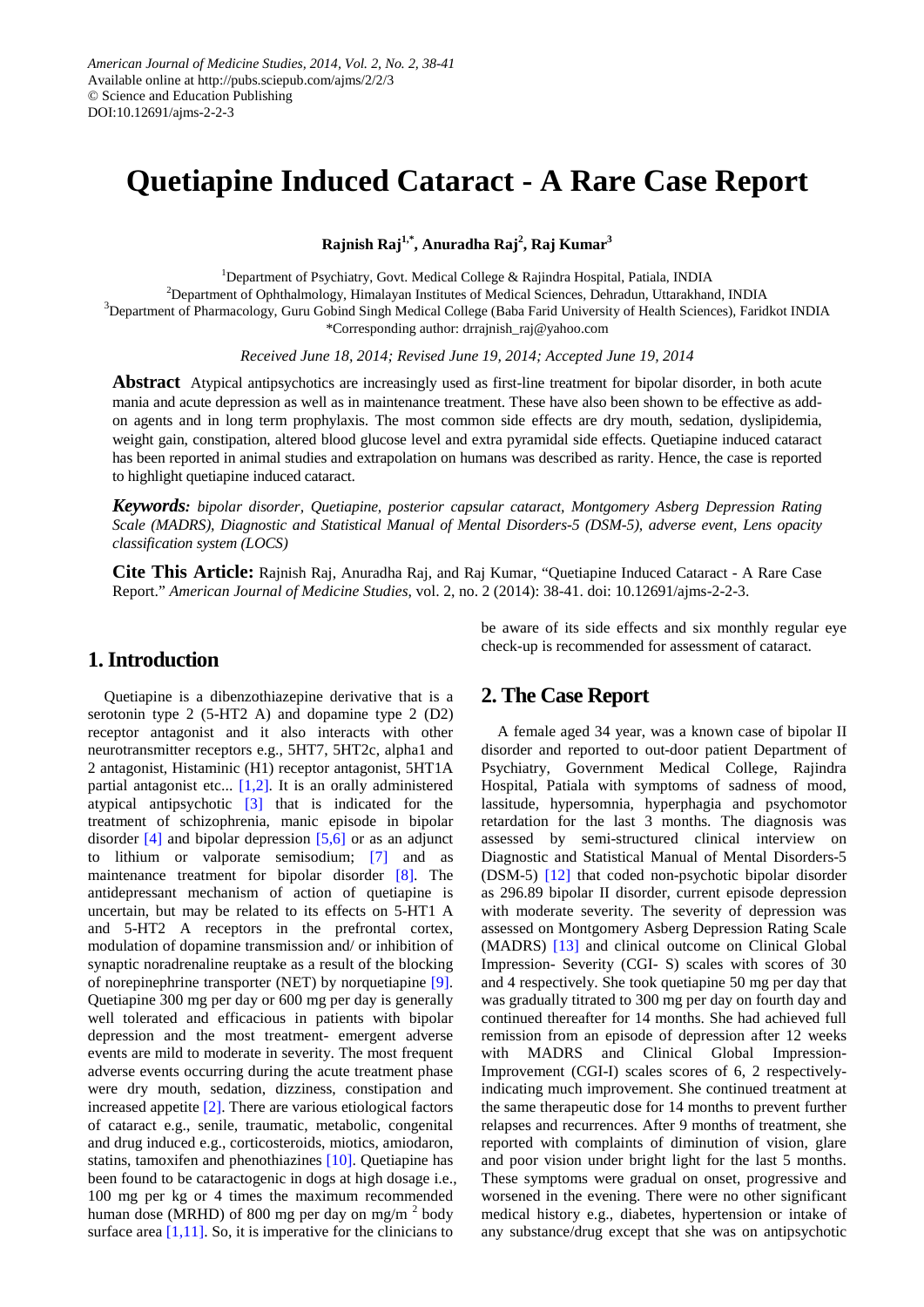American Journal of Medicine Studies, 2014, Vol. 2, No. 2, 38-41
Available online at http://pubs.sciepub.com/ajms/2/2/3
© Science and Education Publishing
DOI:10.12691/ajms-2-2-3

# Quetiapine Induced Cataract - A Rare Case Report

**Rajnish Raj[1,*], Anuradha Raj[2], Raj Kumar[3]**

[1]Department of Psychiatry, Govt. Medical College & Rajindra Hospital, Patiala, INDIA
[2]Department of Ophthalmology, Himalayan Institutes of Medical Sciences, Dehradun, Uttarakhand, INDIA
[3]Department of Pharmacology, Guru Gobind Singh Medical College (Baba Farid University of Health Sciences), Faridkot INDIA
*Corresponding author: drrajnish_raj@yahoo.com

*Received June 18, 2014; Revised June 19, 2014; Accepted June 19, 2014*

**Abstract** Atypical antipsychotics are increasingly used as first-line treatment for bipolar disorder, in both acute mania and acute depression as well as in maintenance treatment. These have also been shown to be effective as add-on agents and in long term prophylaxis. The most common side effects are dry mouth, sedation, dyslipidemia, weight gain, constipation, altered blood glucose level and extra pyramidal side effects. Quetiapine induced cataract has been reported in animal studies and extrapolation on humans was described as rarity. Hence, the case is reported to highlight quetiapine induced cataract.

***Keywords:*** *bipolar disorder, Quetiapine, posterior capsular cataract, Montgomery Asberg Depression Rating Scale (MADRS), Diagnostic and Statistical Manual of Mental Disorders-5 (DSM-5), adverse event, Lens opacity classification system (LOCS)*

**Cite This Article:** Rajnish Raj, Anuradha Raj, and Raj Kumar, "Quetiapine Induced Cataract - A Rare Case Report." *American Journal of Medicine Studies*, vol. 2, no. 2 (2014): 38-41. doi: 10.12691/ajms-2-2-3.

## 1. Introduction

Quetiapine is a dibenzothiazepine derivative that is a serotonin type 2 (5-HT2 A) and dopamine type 2 (D2) receptor antagonist and it also interacts with other neurotransmitter receptors e.g., 5HT7, 5HT2c, alpha1 and 2 antagonist, Histaminic (H1) receptor antagonist, 5HT1A partial antagonist etc... [1,2]. It is an orally administered atypical antipsychotic [3] that is indicated for the treatment of schizophrenia, manic episode in bipolar disorder [4] and bipolar depression [5,6] or as an adjunct to lithium or valporate semisodium; [7] and as maintenance treatment for bipolar disorder [8]. The antidepressant mechanism of action of quetiapine is uncertain, but may be related to its effects on 5-HT1 A and 5-HT2 A receptors in the prefrontal cortex, modulation of dopamine transmission and/ or inhibition of synaptic noradrenaline reuptake as a result of the blocking of norepinephrine transporter (NET) by norquetiapine [9]. Quetiapine 300 mg per day or 600 mg per day is generally well tolerated and efficacious in patients with bipolar depression and the most treatment- emergent adverse events are mild to moderate in severity. The most frequent adverse events occurring during the acute treatment phase were dry mouth, sedation, dizziness, constipation and increased appetite [2]. There are various etiological factors of cataract e.g., senile, traumatic, metabolic, congenital and drug induced e.g., corticosteroids, miotics, amiodaron, statins, tamoxifen and phenothiazines [10]. Quetiapine has been found to be cataractogenic in dogs at high dosage i.e., 100 mg per kg or 4 times the maximum recommended human dose (MRHD) of 800 mg per day on mg/m $^2$ body surface area [1,11]. So, it is imperative for the clinicians to be aware of its side effects and six monthly regular eye check-up is recommended for assessment of cataract.

## 2. The Case Report

A female aged 34 year, was a known case of bipolar II disorder and reported to out-door patient Department of Psychiatry, Government Medical College, Rajindra Hospital, Patiala with symptoms of sadness of mood, lassitude, hypersomnia, hyperphagia and psychomotor retardation for the last 3 months. The diagnosis was assessed by semi-structured clinical interview on Diagnostic and Statistical Manual of Mental Disorders-5 (DSM-5) [12] that coded non-psychotic bipolar disorder as 296.89 bipolar II disorder, current episode depression with moderate severity. The severity of depression was assessed on Montgomery Asberg Depression Rating Scale (MADRS) [13] and clinical outcome on Clinical Global Impression- Severity (CGI- S) scales with scores of 30 and 4 respectively. She took quetiapine 50 mg per day that was gradually titrated to 300 mg per day on fourth day and continued thereafter for 14 months. She had achieved full remission from an episode of depression after 12 weeks with MADRS and Clinical Global Impression-Improvement (CGI-I) scales scores of 6, 2 respectively-indicating much improvement. She continued treatment at the same therapeutic dose for 14 months to prevent further relapses and recurrences. After 9 months of treatment, she reported with complaints of diminution of vision, glare and poor vision under bright light for the last 5 months. These symptoms were gradual on onset, progressive and worsened in the evening. There were no other significant medical history e.g., diabetes, hypertension or intake of any substance/drug except that she was on antipsychotic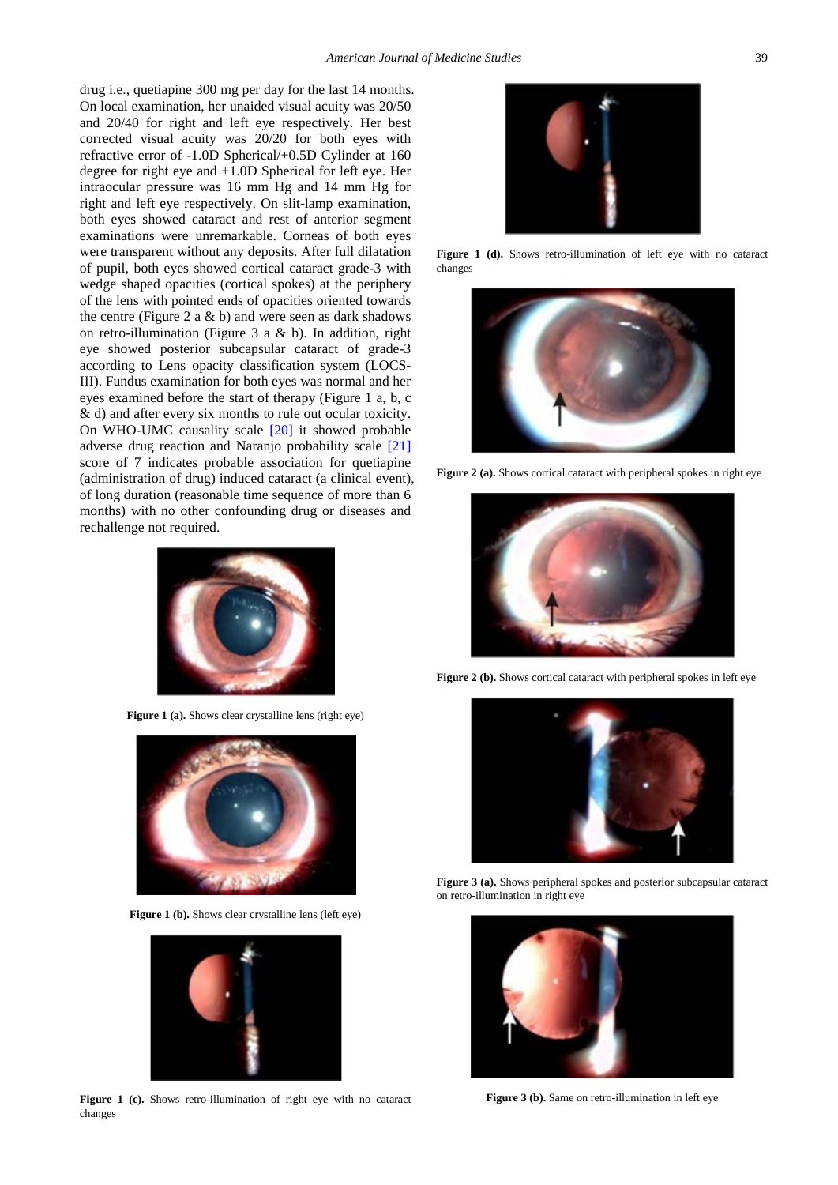drug i.e., quetiapine 300 mg per day for the last 14 months. On local examination, her unaided visual acuity was 20/50 and 20/40 for right and left eye respectively. Her best corrected visual acuity was 20/20 for both eyes with refractive error of -1.0D Spherical/+0.5D Cylinder at 160 degree for right eye and +1.0D Spherical for left eye. Her intraocular pressure was 16 mm Hg and 14 mm Hg for right and left eye respectively. On slit-lamp examination, both eyes showed cataract and rest of anterior segment examinations were unremarkable. Corneas of both eyes were transparent without any deposits. After full dilatation of pupil, both eyes showed cortical cataract grade-3 with wedge shaped opacities (cortical spokes) at the periphery of the lens with pointed ends of opacities oriented towards the centre (Figure 2 a & b) and were seen as dark shadows on retro-illumination (Figure 3 a & b). In addition, right eye showed posterior subcapsular cataract of grade-3 according to Lens opacity classification system (LOCS-III). Fundus examination for both eyes was normal and her eyes examined before the start of therapy (Figure 1 a, b, c & d) and after every six months to rule out ocular toxicity. On WHO-UMC causality scale [20] it showed probable adverse drug reaction and Naranjo probability scale [21] score of 7 indicates probable association for quetiapine (administration of drug) induced cataract (a clinical event), of long duration (reasonable time sequence of more than 6 months) with no other confounding drug or diseases and rechallenge not required.

**Figure 1 (a).** Shows clear crystalline lens (right eye)

**Figure 1 (b).** Shows clear crystalline lens (left eye)

**Figure 1 (c).** Shows retro-illumination of right eye with no cataract changes

**Figure 1 (d).** Shows retro-illumination of left eye with no cataract changes

**Figure 2 (a).** Shows cortical cataract with peripheral spokes in right eye

**Figure 2 (b).** Shows cortical cataract with peripheral spokes in left eye

**Figure 3 (a).** Shows peripheral spokes and posterior subcapsular cataract on retro-illumination in right eye

**Figure 3 (b).** Same on retro-illumination in left eye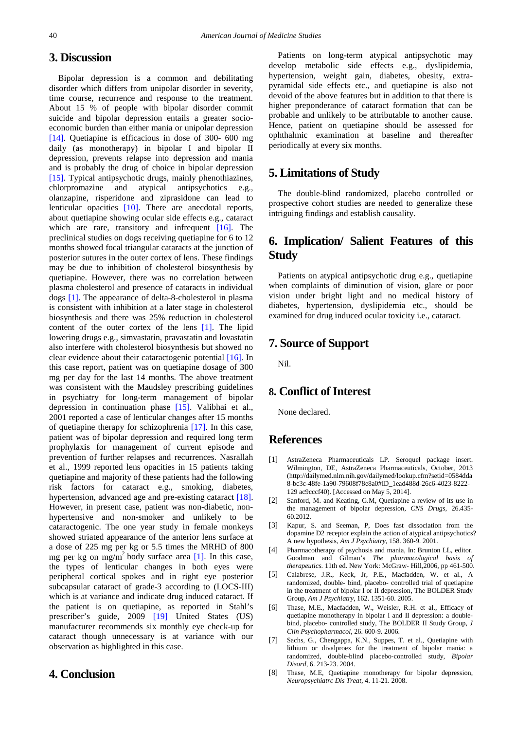## 3. Discussion

Bipolar depression is a common and debilitating disorder which differs from unipolar disorder in severity, time course, recurrence and response to the treatment. About 15 % of people with bipolar disorder commit suicide and bipolar depression entails a greater socio-economic burden than either mania or unipolar depression [14]. Quetiapine is efficacious in dose of 300- 600 mg daily (as monotherapy) in bipolar I and bipolar II depression, prevents relapse into depression and mania and is probably the drug of choice in bipolar depression [15]. Typical antipsychotic drugs, mainly phenothiazines, chlorpromazine and atypical antipsychotics e.g., olanzapine, risperidone and ziprasidone can lead to lenticular opacities [10]. There are anecdotal reports, about quetiapine showing ocular side effects e.g., cataract which are rare, transitory and infrequent [16]. The preclinical studies on dogs receiving quetiapine for 6 to 12 months showed focal triangular cataracts at the junction of posterior sutures in the outer cortex of lens. These findings may be due to inhibition of cholesterol biosynthesis by quetiapine. However, there was no correlation between plasma cholesterol and presence of cataracts in individual dogs [1]. The appearance of delta-8-cholesterol in plasma is consistent with inhibition at a later stage in cholesterol biosynthesis and there was 25% reduction in cholesterol content of the outer cortex of the lens [1]. The lipid lowering drugs e.g., simvastatin, pravastatin and lovastatin also interfere with cholesterol biosynthesis but showed no clear evidence about their cataractogenic potential [16]. In this case report, patient was on quetiapine dosage of 300 mg per day for the last 14 months. The above treatment was consistent with the Maudsley prescribing guidelines in psychiatry for long-term management of bipolar depression in continuation phase [15]. Valibhai et al., 2001 reported a case of lenticular changes after 15 months of quetiapine therapy for schizophrenia [17]. In this case, patient was of bipolar depression and required long term prophylaxis for management of current episode and prevention of further relapses and recurrences. Nasrallah et al., 1999 reported lens opacities in 15 patients taking quetiapine and majority of these patients had the following risk factors for cataract e.g., smoking, diabetes, hypertension, advanced age and pre-existing cataract [18]. However, in present case, patient was non-diabetic, non-hypertensive and non-smoker and unlikely to be cataractogenic. The one year study in female monkeys showed striated appearance of the anterior lens surface at a dose of 225 mg per kg or 5.5 times the MRHD of 800 mg per kg on mg/m$^2$ body surface area [1]. In this case, the types of lenticular changes in both eyes were peripheral cortical spokes and in right eye posterior subcapsular cataract of grade-3 according to (LOCS-III) which is at variance and indicate drug induced cataract. If the patient is on quetiapine, as reported in Stahl's prescriber's guide, 2009 [19] United States (US) manufacturer recommends six monthly eye check-up for cataract though unnecessary is at variance with our observation as highlighted in this case.

## 4. Conclusion

Patients on long-term atypical antipsychotic may develop metabolic side effects e.g., dyslipidemia, hypertension, weight gain, diabetes, obesity, extra-pyramidal side effects etc., and quetiapine is also not devoid of the above features but in addition to that there is higher preponderance of cataract formation that can be probable and unlikely to be attributable to another cause. Hence, patient on quetiapine should be assessed for ophthalmic examination at baseline and thereafter periodically at every six months.

## 5. Limitations of Study

The double-blind randomized, placebo controlled or prospective cohort studies are needed to generalize these intriguing findings and establish causality.

## 6. Implication/ Salient Features of this Study

Patients on atypical antipsychotic drug e.g., quetiapine when complaints of diminution of vision, glare or poor vision under bright light and no medical history of diabetes, hypertension, dyslipidemia etc., should be examined for drug induced ocular toxicity i.e., cataract.

## 7. Source of Support

Nil.

## 8. Conflict of Interest

None declared.

## References

[1] AstraZeneca Pharmaceuticals LP. Seroquel package insert. Wilmington, DE, AstraZeneca Pharmaceuticals, October, 2013 (http://dailymed.nlm.nih.gov/dailymed/lookup.cfm?setid=0584dda8-bc3c-48fe-1a90-79608f78e8a0#ID_1ead488d-26c6-4023-8222-129 ac9cccf40). [Accessed on May 5, 2014].

[2] Sanford, M. and Keating, G.M, Quetiapine a review of its use in the management of bipolar depression, *CNS Drugs*, 26.435-60.2012.

[3] Kapur, S. and Seeman, P, Does fast dissociation from the dopamine D2 receptor explain the action of atypical antipsychotics? A new hypothesis, *Am J Psychiatry*, 158. 360-9. 2001.

[4] Pharmacotherapy of psychosis and mania, In: Brunton LL, editor. Goodman and Gilman's *The pharmacological basis of therapeutics*. 11th ed. New York: McGraw- Hill,2006, pp 461-500.

[5] Calabrese, J.R., Keck, Jr, P.E., Macfadden, W. et al., A randomized, double- bind, placebo- controlled trial of quetiapine in the treatment of bipolar I or II depression, The BOLDER Study Group, *Am J Psychiatry*, 162. 1351-60. 2005.

[6] Thase, M.E., Macfadden, W., Weisler, R.H. et al., Efficacy of quetiapine monotherapy in bipolar I and II depression: a double-bind, placebo- controlled study, The BOLDER II Study Group, *J Clin Psychopharmacol*, 26. 600-9. 2006.

[7] Sachs, G., Chengappa, K.N., Suppes, T. et al., Quetiapine with lithium or divalproex for the treatment of bipolar mania: a randomized, double-blind placebo-controlled study, *Bipolar Disord*, 6. 213-23. 2004.

[8] Thase, M.E, Quetiapine monotherapy for bipolar depression, *Neuropsychiatr Dis Treat*, 4. 11-21. 2008.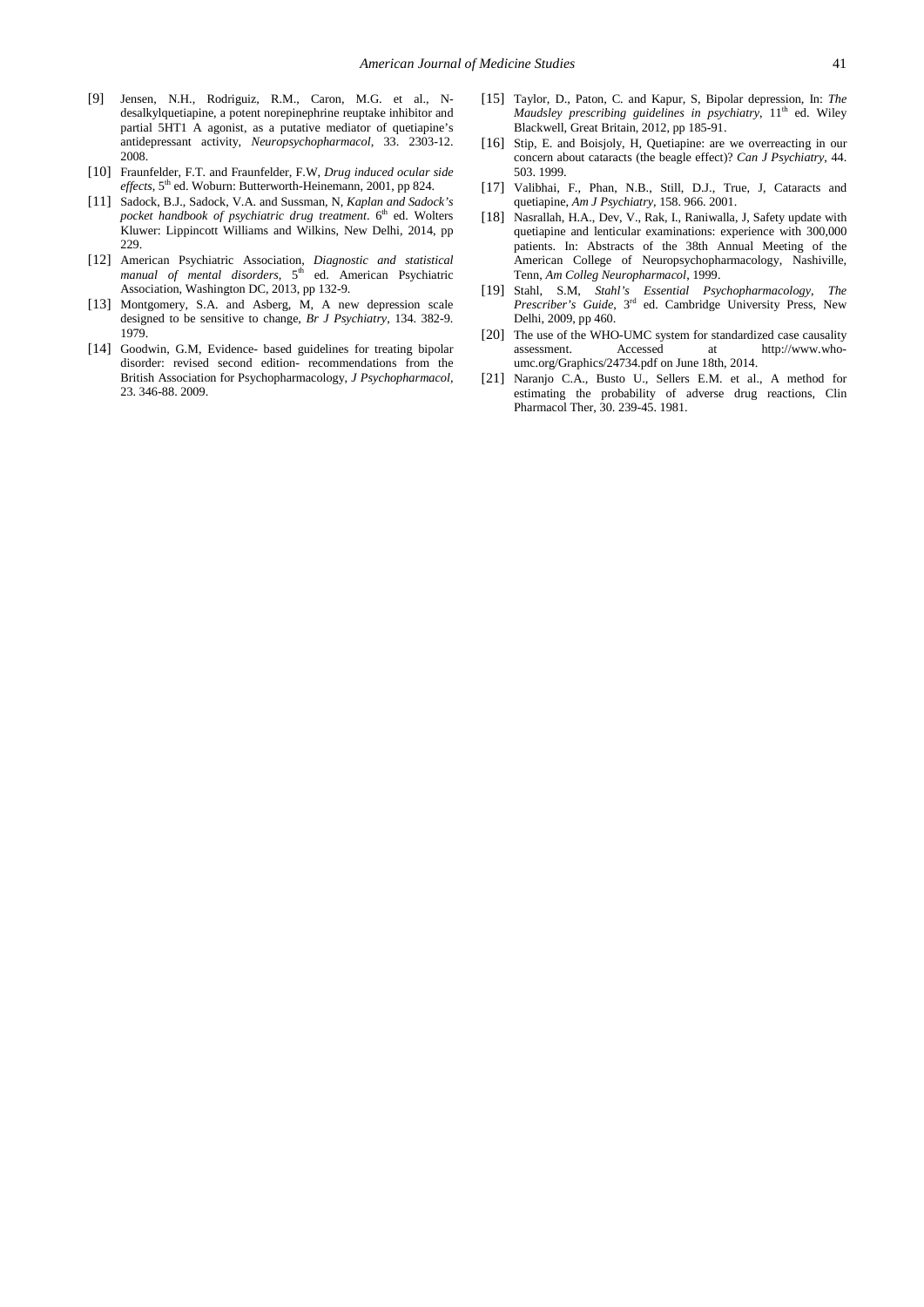[9] Jensen, N.H., Rodriguiz, R.M., Caron, M.G. et al., N-desalkylquetiapine, a potent norepinephrine reuptake inhibitor and partial 5HT1 A agonist, as a putative mediator of quetiapine's antidepressant activity, *Neuropsychopharmacol*, 33. 2303-12. 2008.

[10] Fraunfelder, F.T. and Fraunfelder, F.W, *Drug induced ocular side effects*, 5th ed. Woburn: Butterworth-Heinemann, 2001, pp 824.

[11] Sadock, B.J., Sadock, V.A. and Sussman, N, *Kaplan and Sadock's pocket handbook of psychiatric drug treatment*. 6th ed. Wolters Kluwer: Lippincott Williams and Wilkins, New Delhi, 2014, pp 229.

[12] American Psychiatric Association, *Diagnostic and statistical manual of mental disorders*, 5th ed. American Psychiatric Association, Washington DC, 2013, pp 132-9.

[13] Montgomery, S.A. and Asberg, M, A new depression scale designed to be sensitive to change, *Br J Psychiatry*, 134. 382-9. 1979.

[14] Goodwin, G.M, Evidence- based guidelines for treating bipolar disorder: revised second edition- recommendations from the British Association for Psychopharmacology, *J Psychopharmacol*, 23. 346-88. 2009.

[15] Taylor, D., Paton, C. and Kapur, S, Bipolar depression, In: *The Maudsley prescribing guidelines in psychiatry*, 11th ed. Wiley Blackwell, Great Britain, 2012, pp 185-91.

[16] Stip, E. and Boisjoly, H, Quetiapine: are we overreacting in our concern about cataracts (the beagle effect)? *Can J Psychiatry*, 44. 503. 1999.

[17] Valibhai, F., Phan, N.B., Still, D.J., True, J, Cataracts and quetiapine, *Am J Psychiatry*, 158. 966. 2001.

[18] Nasrallah, H.A., Dev, V., Rak, I., Raniwalla, J, Safety update with quetiapine and lenticular examinations: experience with 300,000 patients. In: Abstracts of the 38th Annual Meeting of the American College of Neuropsychopharmacology, Nashiville, Tenn, *Am Colleg Neuropharmacol*, 1999.

[19] Stahl, S.M, *Stahl's Essential Psychopharmacology, The Prescriber's Guide*, 3rd ed. Cambridge University Press, New Delhi, 2009, pp 460.

[20] The use of the WHO-UMC system for standardized case causality assessment. Accessed at http://www.who-umc.org/Graphics/24734.pdf on June 18th, 2014.

[21] Naranjo C.A., Busto U., Sellers E.M. et al., A method for estimating the probability of adverse drug reactions, Clin Pharmacol Ther, 30. 239-45. 1981.